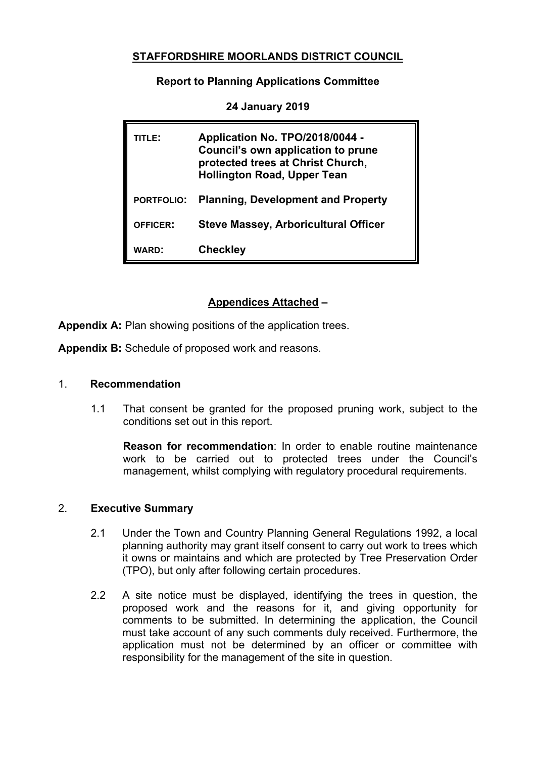**STAFFORDSHIRE MOORLANDS DISTRICT COUNCIL**

**Report to Planning Applications Committee**

**24 January 2019**

| | |
|---|---|
| **TITLE:** | **Application No. TPO/2018/0044 - Council's own application to prune protected trees at Christ Church, Hollington Road, Upper Tean** |
| **PORTFOLIO:** | **Planning, Development and Property** |
| **OFFICER:** | **Steve Massey, Arboricultural Officer** |
| **WARD:** | **Checkley** |

**Appendices Attached –**

**Appendix A:** Plan showing positions of the application trees.

**Appendix B:** Schedule of proposed work and reasons.

## 1. Recommendation

1.1 That consent be granted for the proposed pruning work, subject to the conditions set out in this report.

**Reason for recommendation**: In order to enable routine maintenance work to be carried out to protected trees under the Council's management, whilst complying with regulatory procedural requirements.

## 2. Executive Summary

2.1 Under the Town and Country Planning General Regulations 1992, a local planning authority may grant itself consent to carry out work to trees which it owns or maintains and which are protected by Tree Preservation Order (TPO), but only after following certain procedures.

2.2 A site notice must be displayed, identifying the trees in question, the proposed work and the reasons for it, and giving opportunity for comments to be submitted. In determining the application, the Council must take account of any such comments duly received. Furthermore, the application must not be determined by an officer or committee with responsibility for the management of the site in question.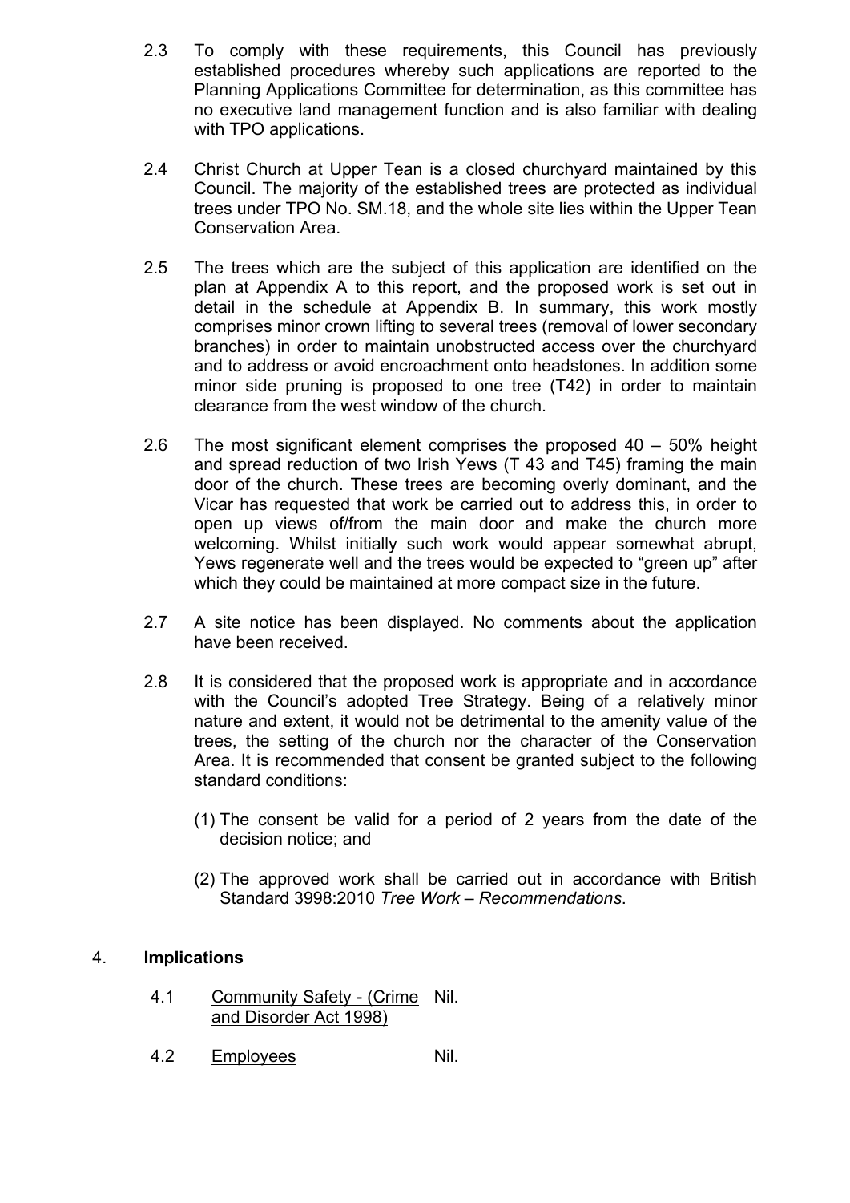2.3 To comply with these requirements, this Council has previously established procedures whereby such applications are reported to the Planning Applications Committee for determination, as this committee has no executive land management function and is also familiar with dealing with TPO applications.

2.4 Christ Church at Upper Tean is a closed churchyard maintained by this Council. The majority of the established trees are protected as individual trees under TPO No. SM.18, and the whole site lies within the Upper Tean Conservation Area.

2.5 The trees which are the subject of this application are identified on the plan at Appendix A to this report, and the proposed work is set out in detail in the schedule at Appendix B. In summary, this work mostly comprises minor crown lifting to several trees (removal of lower secondary branches) in order to maintain unobstructed access over the churchyard and to address or avoid encroachment onto headstones. In addition some minor side pruning is proposed to one tree (T42) in order to maintain clearance from the west window of the church.

2.6 The most significant element comprises the proposed 40 – 50% height and spread reduction of two Irish Yews (T 43 and T45) framing the main door of the church. These trees are becoming overly dominant, and the Vicar has requested that work be carried out to address this, in order to open up views of/from the main door and make the church more welcoming. Whilst initially such work would appear somewhat abrupt, Yews regenerate well and the trees would be expected to "green up" after which they could be maintained at more compact size in the future.

2.7 A site notice has been displayed. No comments about the application have been received.

2.8 It is considered that the proposed work is appropriate and in accordance with the Council's adopted Tree Strategy. Being of a relatively minor nature and extent, it would not be detrimental to the amenity value of the trees, the setting of the church nor the character of the Conservation Area. It is recommended that consent be granted subject to the following standard conditions:

(1) The consent be valid for a period of 2 years from the date of the decision notice; and

(2) The approved work shall be carried out in accordance with British Standard 3998:2010 *Tree Work – Recommendations*.

## 4. **Implications**

| | | |
|---|---|---|
| 4.1 | Community Safety - (Crime and Disorder Act 1998) | Nil. |
| 4.2 | Employees | Nil. |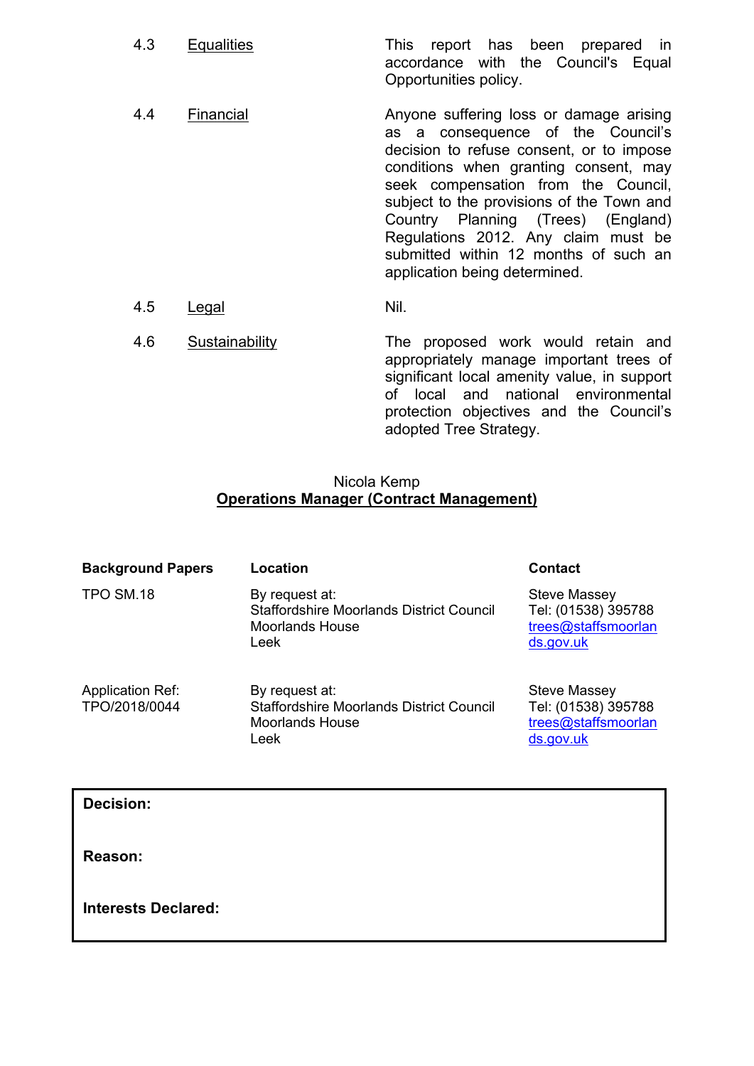| | | |
|---|---|---|
| 4.3 | Equalities | This report has been prepared in accordance with the Council's Equal Opportunities policy. |
| 4.4 | Financial | Anyone suffering loss or damage arising as a consequence of the Council's decision to refuse consent, or to impose conditions when granting consent, may seek compensation from the Council, subject to the provisions of the Town and Country Planning (Trees) (England) Regulations 2012. Any claim must be submitted within 12 months of such an application being determined. |
| 4.5 | Legal | Nil. |
| 4.6 | Sustainability | The proposed work would retain and appropriately manage important trees of significant local amenity value, in support of local and national environmental protection objectives and the Council's adopted Tree Strategy. |

Nicola Kemp
**Operations Manager (Contract Management)**

| **Background Papers** | **Location** | **Contact** |
|---|---|---|
| TPO SM.18 | By request at: Staffordshire Moorlands District Council Moorlands House Leek | Steve Massey Tel: (01538) 395788 trees@staffsmoorlands.gov.uk |
| Application Ref: TPO/2018/0044 | By request at: Staffordshire Moorlands District Council Moorlands House Leek | Steve Massey Tel: (01538) 395788 trees@staffsmoorlands.gov.uk |

**Decision:**

**Reason:**

**Interests Declared:**